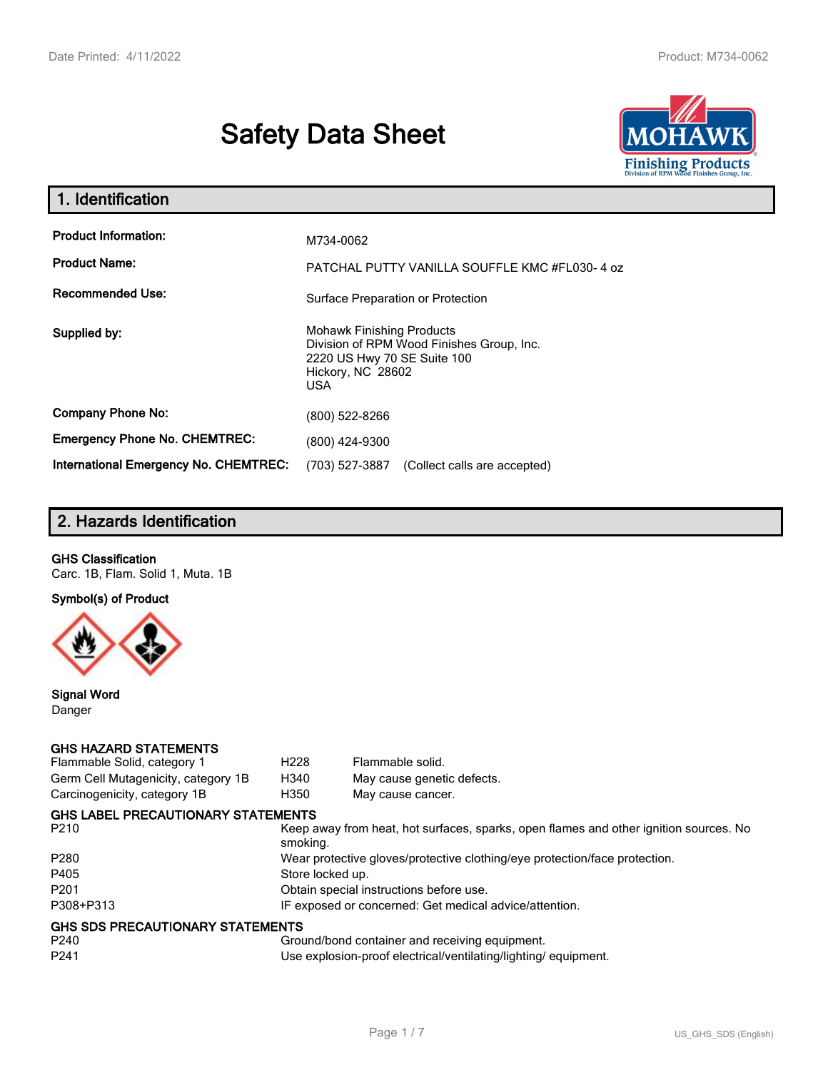# Safety Data Sheet

## 1. Identification

| | |
|---|---|
| **Product Information:** | M734-0062 |
| **Product Name:** | PATCHAL PUTTY VANILLA SOUFFLE KMC #FL030- 4 oz |
| **Recommended Use:** | Surface Preparation or Protection |
| **Supplied by:** | Mohawk Finishing Products<br>Division of RPM Wood Finishes Group, Inc.<br>2220 US Hwy 70 SE Suite 100<br>Hickory, NC 28602<br>USA |
| **Company Phone No:** | (800) 522-8266 |
| **Emergency Phone No. CHEMTREC:** | (800) 424-9300 |
| **International Emergency No. CHEMTREC:** | (703) 527-3887 (Collect calls are accepted) |

## 2. Hazards Identification

**GHS Classification**

Carc. 1B, Flam. Solid 1, Muta. 1B

**Symbol(s) of Product**

**Signal Word**

Danger

**GHS HAZARD STATEMENTS**

| | | |
|---|---|---|
| Flammable Solid, category 1 | H228 | Flammable solid. |
| Germ Cell Mutagenicity, category 1B | H340 | May cause genetic defects. |
| Carcinogenicity, category 1B | H350 | May cause cancer. |

**GHS LABEL PRECAUTIONARY STATEMENTS**

| | |
|---|---|
| P210 | Keep away from heat, hot surfaces, sparks, open flames and other ignition sources. No smoking. |
| P280 | Wear protective gloves/protective clothing/eye protection/face protection. |
| P405 | Store locked up. |
| P201 | Obtain special instructions before use. |
| P308+P313 | IF exposed or concerned: Get medical advice/attention. |

**GHS SDS PRECAUTIONARY STATEMENTS**

| | |
|---|---|
| P240 | Ground/bond container and receiving equipment. |
| P241 | Use explosion-proof electrical/ventilating/lighting/ equipment. |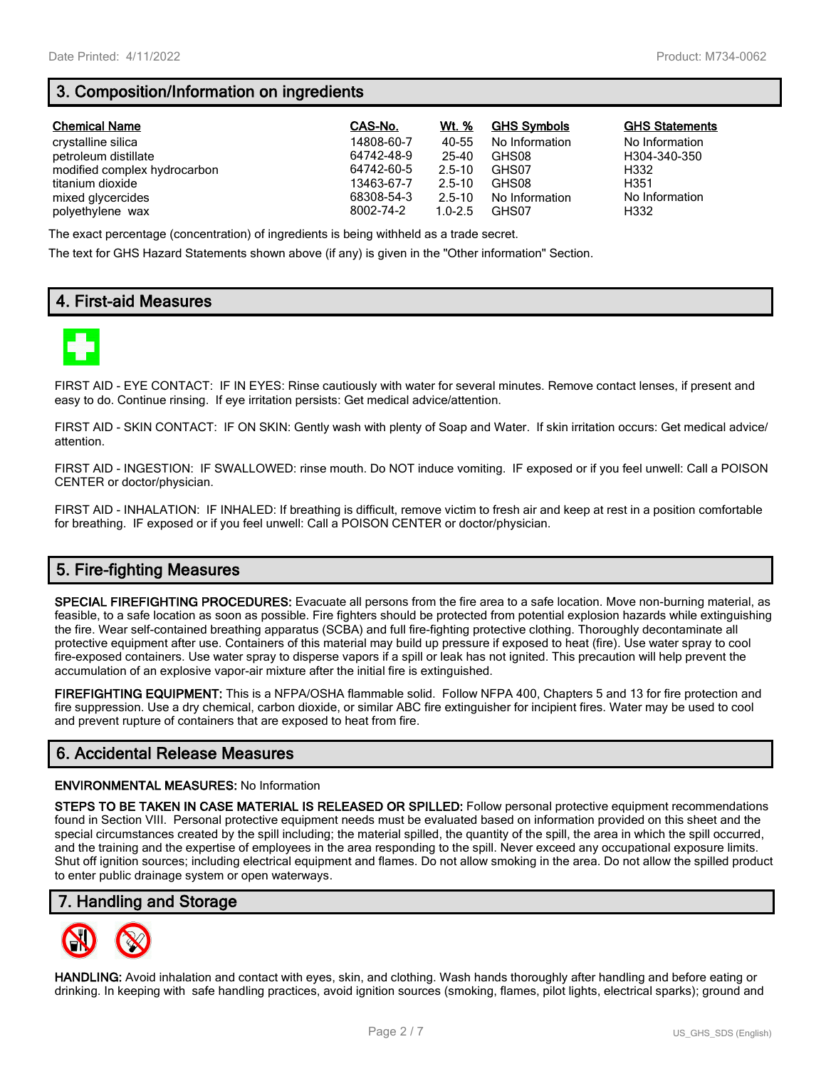## 3. Composition/Information on ingredients

| Chemical Name | CAS-No. | Wt. % | GHS Symbols | GHS Statements |
|---|---|---|---|---|
| crystalline silica | 14808-60-7 | 40-55 | No Information | No Information |
| petroleum distillate | 64742-48-9 | 25-40 | GHS08 | H304-340-350 |
| modified complex hydrocarbon | 64742-60-5 | 2.5-10 | GHS07 | H332 |
| titanium dioxide | 13463-67-7 | 2.5-10 | GHS08 | H351 |
| mixed glycercides | 68308-54-3 | 2.5-10 | No Information | No Information |
| polyethylene wax | 8002-74-2 | 1.0-2.5 | GHS07 | H332 |

The exact percentage (concentration) of ingredients is being withheld as a trade secret.

The text for GHS Hazard Statements shown above (if any) is given in the "Other information" Section.

## 4. First-aid Measures

FIRST AID - EYE CONTACT: IF IN EYES: Rinse cautiously with water for several minutes. Remove contact lenses, if present and easy to do. Continue rinsing. If eye irritation persists: Get medical advice/attention.

FIRST AID - SKIN CONTACT: IF ON SKIN: Gently wash with plenty of Soap and Water. If skin irritation occurs: Get medical advice/ attention.

FIRST AID - INGESTION: IF SWALLOWED: rinse mouth. Do NOT induce vomiting. IF exposed or if you feel unwell: Call a POISON CENTER or doctor/physician.

FIRST AID - INHALATION: IF INHALED: If breathing is difficult, remove victim to fresh air and keep at rest in a position comfortable for breathing. IF exposed or if you feel unwell: Call a POISON CENTER or doctor/physician.

## 5. Fire-fighting Measures

**SPECIAL FIREFIGHTING PROCEDURES:** Evacuate all persons from the fire area to a safe location. Move non-burning material, as feasible, to a safe location as soon as possible. Fire fighters should be protected from potential explosion hazards while extinguishing the fire. Wear self-contained breathing apparatus (SCBA) and full fire-fighting protective clothing. Thoroughly decontaminate all protective equipment after use. Containers of this material may build up pressure if exposed to heat (fire). Use water spray to cool fire-exposed containers. Use water spray to disperse vapors if a spill or leak has not ignited. This precaution will help prevent the accumulation of an explosive vapor-air mixture after the initial fire is extinguished.

**FIREFIGHTING EQUIPMENT:** This is a NFPA/OSHA flammable solid. Follow NFPA 400, Chapters 5 and 13 for fire protection and fire suppression. Use a dry chemical, carbon dioxide, or similar ABC fire extinguisher for incipient fires. Water may be used to cool and prevent rupture of containers that are exposed to heat from fire.

## 6. Accidental Release Measures

**ENVIRONMENTAL MEASURES:** No Information

**STEPS TO BE TAKEN IN CASE MATERIAL IS RELEASED OR SPILLED:** Follow personal protective equipment recommendations found in Section VIII. Personal protective equipment needs must be evaluated based on information provided on this sheet and the special circumstances created by the spill including; the material spilled, the quantity of the spill, the area in which the spill occurred, and the training and the expertise of employees in the area responding to the spill. Never exceed any occupational exposure limits. Shut off ignition sources; including electrical equipment and flames. Do not allow smoking in the area. Do not allow the spilled product to enter public drainage system or open waterways.

## 7. Handling and Storage

**HANDLING:** Avoid inhalation and contact with eyes, skin, and clothing. Wash hands thoroughly after handling and before eating or drinking. In keeping with safe handling practices, avoid ignition sources (smoking, flames, pilot lights, electrical sparks); ground and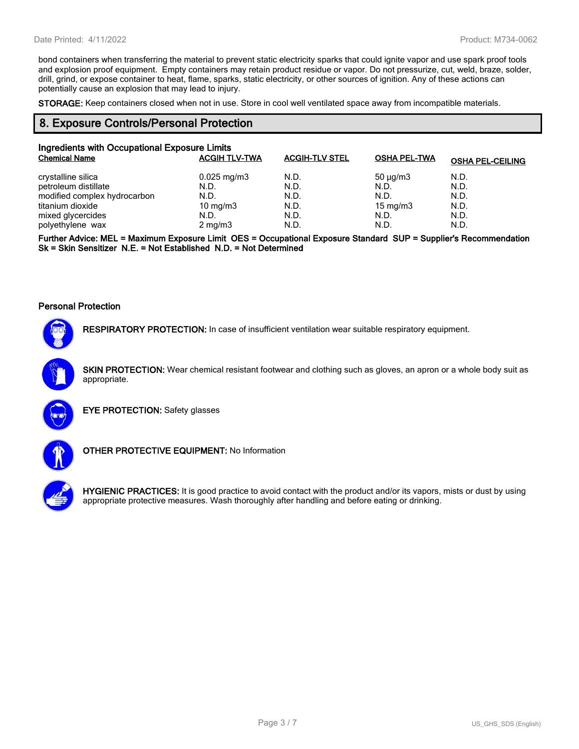bond containers when transferring the material to prevent static electricity sparks that could ignite vapor and use spark proof tools and explosion proof equipment. Empty containers may retain product residue or vapor. Do not pressurize, cut, weld, braze, solder, drill, grind, or expose container to heat, flame, sparks, static electricity, or other sources of ignition. Any of these actions can potentially cause an explosion that may lead to injury.

**STORAGE:** Keep containers closed when not in use. Store in cool well ventilated space away from incompatible materials.

## 8. Exposure Controls/Personal Protection

### Ingredients with Occupational Exposure Limits

| Chemical Name | ACGIH TLV-TWA | ACGIH-TLV STEL | OSHA PEL-TWA | OSHA PEL-CEILING |
|---|---|---|---|---|
| crystalline silica | 0.025 mg/m3 | N.D. | 50 µg/m3 | N.D. |
| petroleum distillate | N.D. | N.D. | N.D. | N.D. |
| modified complex hydrocarbon | N.D. | N.D. | N.D. | N.D. |
| titanium dioxide | 10 mg/m3 | N.D. | 15 mg/m3 | N.D. |
| mixed glycercides | N.D. | N.D. | N.D. | N.D. |
| polyethylene wax | 2 mg/m3 | N.D. | N.D. | N.D. |

**Further Advice: MEL = Maximum Exposure Limit OES = Occupational Exposure Standard SUP = Supplier's Recommendation Sk = Skin Sensitizer N.E. = Not Established N.D. = Not Determined**

### Personal Protection

**RESPIRATORY PROTECTION:** In case of insufficient ventilation wear suitable respiratory equipment.

**SKIN PROTECTION:** Wear chemical resistant footwear and clothing such as gloves, an apron or a whole body suit as appropriate.

**EYE PROTECTION:** Safety glasses

**OTHER PROTECTIVE EQUIPMENT:** No Information

**HYGIENIC PRACTICES:** It is good practice to avoid contact with the product and/or its vapors, mists or dust by using appropriate protective measures. Wash thoroughly after handling and before eating or drinking.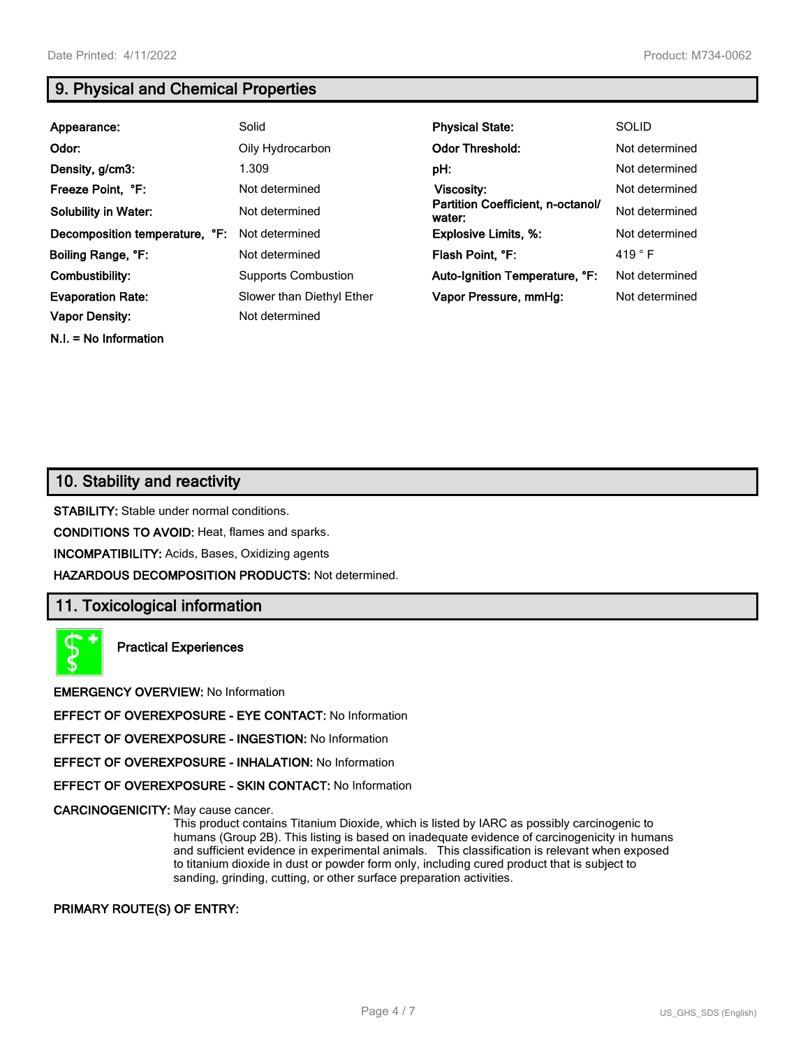## 9. Physical and Chemical Properties

| | | | |
|---|---|---|---|
| **Appearance:** | Solid | **Physical State:** | SOLID |
| **Odor:** | Oily Hydrocarbon | **Odor Threshold:** | Not determined |
| **Density, g/cm3:** | 1.309 | **pH:** | Not determined |
| **Freeze Point, °F:** | Not determined | **Viscosity:** | Not determined |
| **Solubility in Water:** | Not determined | **Partition Coefficient, n-octanol/ water:** | Not determined |
| **Decomposition temperature, °F:** | Not determined | **Explosive Limits, %:** | Not determined |
| **Boiling Range, °F:** | Not determined | **Flash Point, °F:** | 419 ° F |
| **Combustibility:** | Supports Combustion | **Auto-Ignition Temperature, °F:** | Not determined |
| **Evaporation Rate:** | Slower than Diethyl Ether | **Vapor Pressure, mmHg:** | Not determined |
| **Vapor Density:** | Not determined | | |

**N.I. = No Information**

## 10. Stability and reactivity

**STABILITY:** Stable under normal conditions.

**CONDITIONS TO AVOID:** Heat, flames and sparks.

**INCOMPATIBILITY:** Acids, Bases, Oxidizing agents

**HAZARDOUS DECOMPOSITION PRODUCTS:** Not determined.

## 11. Toxicological information

**Practical Experiences**

**EMERGENCY OVERVIEW:** No Information

**EFFECT OF OVEREXPOSURE - EYE CONTACT:** No Information

**EFFECT OF OVEREXPOSURE - INGESTION:** No Information

**EFFECT OF OVEREXPOSURE - INHALATION:** No Information

**EFFECT OF OVEREXPOSURE - SKIN CONTACT:** No Information

**CARCINOGENICITY:** May cause cancer.
This product contains Titanium Dioxide, which is listed by IARC as possibly carcinogenic to humans (Group 2B). This listing is based on inadequate evidence of carcinogenicity in humans and sufficient evidence in experimental animals. This classification is relevant when exposed to titanium dioxide in dust or powder form only, including cured product that is subject to sanding, grinding, cutting, or other surface preparation activities.

**PRIMARY ROUTE(S) OF ENTRY:**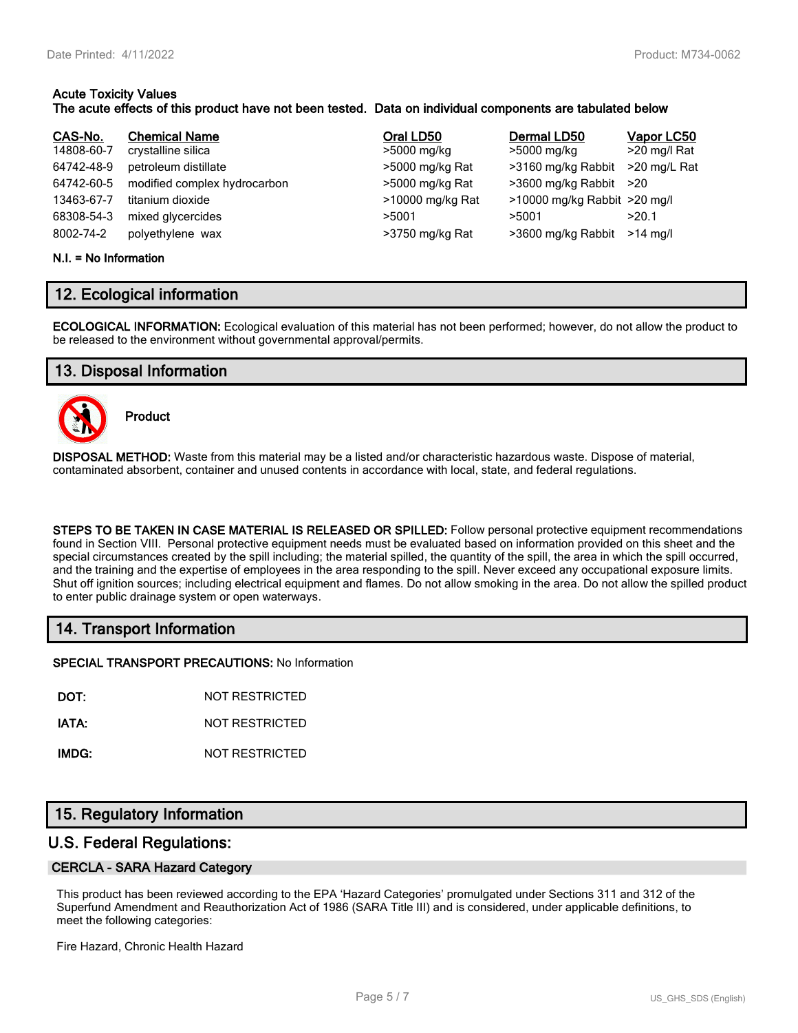**Acute Toxicity Values**
**The acute effects of this product have not been tested. Data on individual components are tabulated below**

| CAS-No. | Chemical Name | Oral LD50 | Dermal LD50 | Vapor LC50 |
|---|---|---|---|---|
| 14808-60-7 | crystalline silica | >5000 mg/kg | >5000 mg/kg | >20 mg/l Rat |
| 64742-48-9 | petroleum distillate | >5000 mg/kg Rat | >3160 mg/kg Rabbit | >20 mg/L Rat |
| 64742-60-5 | modified complex hydrocarbon | >5000 mg/kg Rat | >3600 mg/kg Rabbit | >20 |
| 13463-67-7 | titanium dioxide | >10000 mg/kg Rat | >10000 mg/kg Rabbit | >20 mg/l |
| 68308-54-3 | mixed glycercides | >5001 | >5001 | >20.1 |
| 8002-74-2 | polyethylene wax | >3750 mg/kg Rat | >3600 mg/kg Rabbit | >14 mg/l |

**N.I. = No Information**

## 12. Ecological information

**ECOLOGICAL INFORMATION:** Ecological evaluation of this material has not been performed; however, do not allow the product to be released to the environment without governmental approval/permits.

## 13. Disposal Information

**Product**

**DISPOSAL METHOD:** Waste from this material may be a listed and/or characteristic hazardous waste. Dispose of material, contaminated absorbent, container and unused contents in accordance with local, state, and federal regulations.

**STEPS TO BE TAKEN IN CASE MATERIAL IS RELEASED OR SPILLED:** Follow personal protective equipment recommendations found in Section VIII. Personal protective equipment needs must be evaluated based on information provided on this sheet and the special circumstances created by the spill including; the material spilled, the quantity of the spill, the area in which the spill occurred, and the training and the expertise of employees in the area responding to the spill. Never exceed any occupational exposure limits. Shut off ignition sources; including electrical equipment and flames. Do not allow smoking in the area. Do not allow the spilled product to enter public drainage system or open waterways.

## 14. Transport Information

**SPECIAL TRANSPORT PRECAUTIONS:** No Information

**DOT:** NOT RESTRICTED

**IATA:** NOT RESTRICTED

**IMDG:** NOT RESTRICTED

## 15. Regulatory Information

### U.S. Federal Regulations:

#### CERCLA - SARA Hazard Category

This product has been reviewed according to the EPA 'Hazard Categories' promulgated under Sections 311 and 312 of the Superfund Amendment and Reauthorization Act of 1986 (SARA Title III) and is considered, under applicable definitions, to meet the following categories:

Fire Hazard, Chronic Health Hazard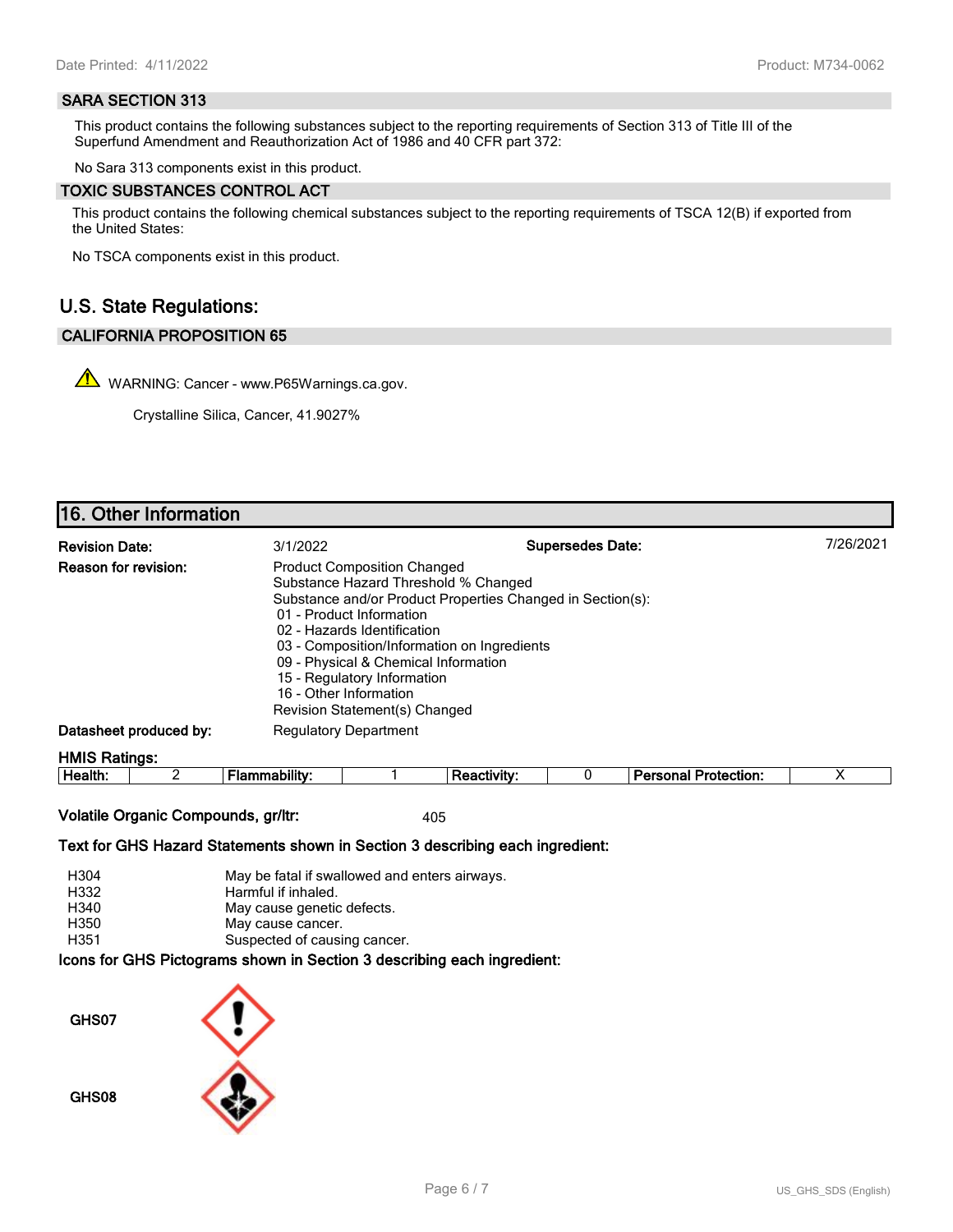### SARA SECTION 313

This product contains the following substances subject to the reporting requirements of Section 313 of Title III of the Superfund Amendment and Reauthorization Act of 1986 and 40 CFR part 372:

No Sara 313 components exist in this product.

### TOXIC SUBSTANCES CONTROL ACT

This product contains the following chemical substances subject to the reporting requirements of TSCA 12(B) if exported from the United States:

No TSCA components exist in this product.

## U.S. State Regulations:

### CALIFORNIA PROPOSITION 65

WARNING: Cancer - www.P65Warnings.ca.gov.

Crystalline Silica, Cancer, 41.9027%

## 16. Other Information

**Revision Date:** 3/1/2022

**Supersedes Date:** 7/26/2021

**Reason for revision:**
Product Composition Changed
Substance Hazard Threshold % Changed
Substance and/or Product Properties Changed in Section(s):
- 01 - Product Information
- 02 - Hazards Identification
- 03 - Composition/Information on Ingredients
- 09 - Physical & Chemical Information
- 15 - Regulatory Information
- 16 - Other Information

Revision Statement(s) Changed

**Datasheet produced by:** Regulatory Department

**HMIS Ratings:**

| Health: | 2 | Flammability: | 1 | Reactivity: | 0 | Personal Protection: | X |
|---|---|---|---|---|---|---|---|

**Volatile Organic Compounds, gr/ltr:** 405

**Text for GHS Hazard Statements shown in Section 3 describing each ingredient:**

| | |
|---|---|
| H304 | May be fatal if swallowed and enters airways. |
| H332 | Harmful if inhaled. |
| H340 | May cause genetic defects. |
| H350 | May cause cancer. |
| H351 | Suspected of causing cancer. |

**Icons for GHS Pictograms shown in Section 3 describing each ingredient:**

GHS07

GHS08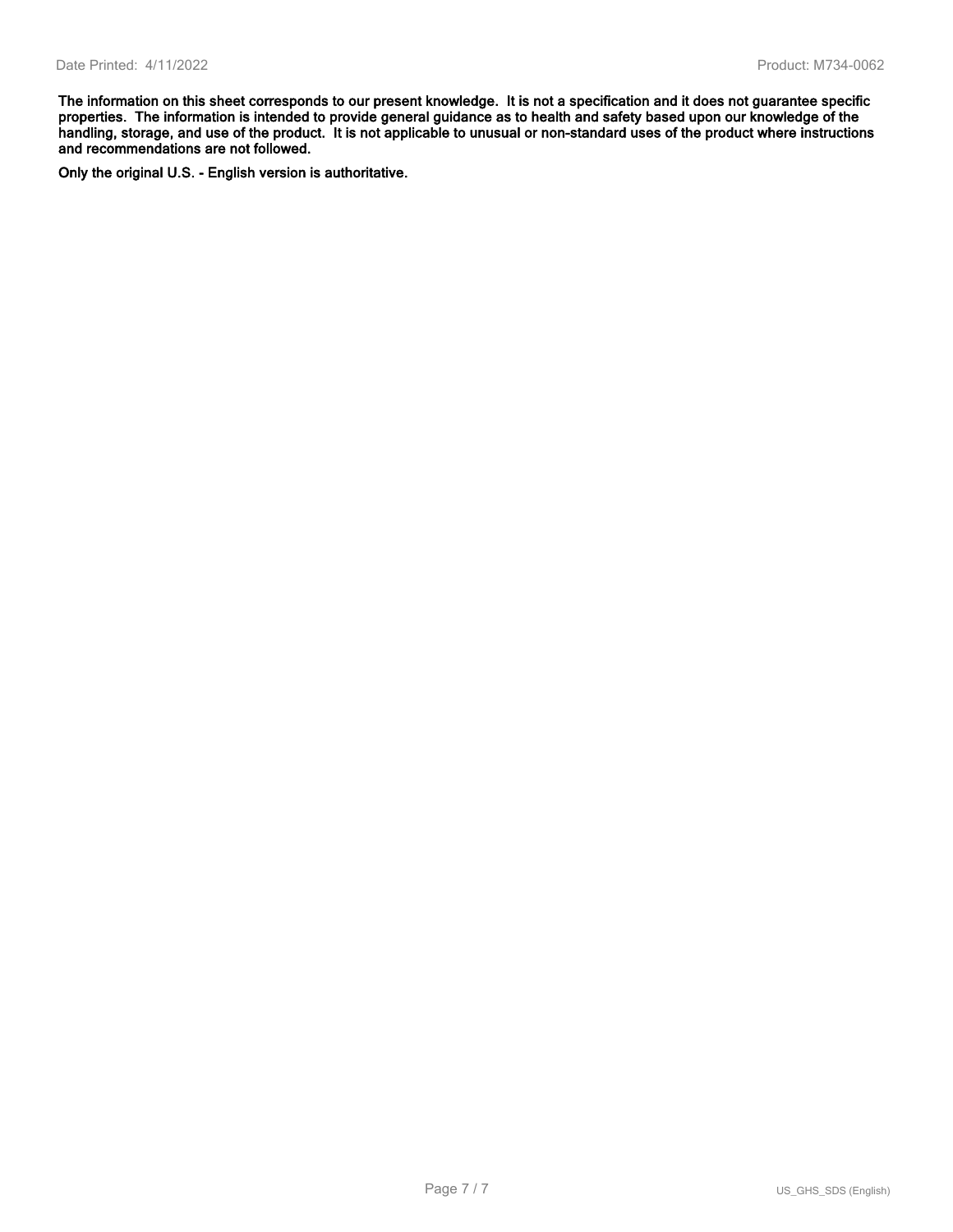**The information on this sheet corresponds to our present knowledge. It is not a specification and it does not guarantee specific properties. The information is intended to provide general guidance as to health and safety based upon our knowledge of the handling, storage, and use of the product. It is not applicable to unusual or non-standard uses of the product where instructions and recommendations are not followed.**

**Only the original U.S. - English version is authoritative.**